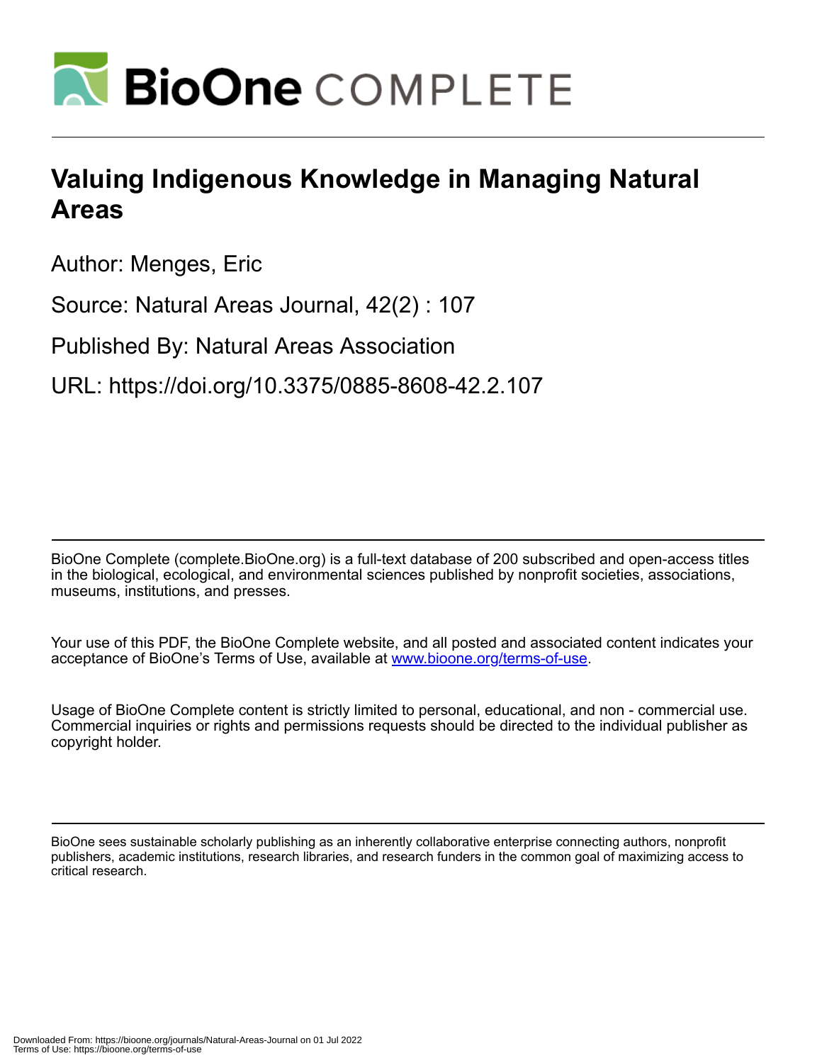# BioOne COMPLETE

# Valuing Indigenous Knowledge in Managing Natural Areas

Author: Menges, Eric

Source: Natural Areas Journal, 42(2) : 107

Published By: Natural Areas Association

URL: https://doi.org/10.3375/0885-8608-42.2.107

BioOne Complete (complete.BioOne.org) is a full-text database of 200 subscribed and open-access titles in the biological, ecological, and environmental sciences published by nonprofit societies, associations, museums, institutions, and presses.

Your use of this PDF, the BioOne Complete website, and all posted and associated content indicates your acceptance of BioOne's Terms of Use, available at www.bioone.org/terms-of-use.

Usage of BioOne Complete content is strictly limited to personal, educational, and non - commercial use. Commercial inquiries or rights and permissions requests should be directed to the individual publisher as copyright holder.

BioOne sees sustainable scholarly publishing as an inherently collaborative enterprise connecting authors, nonprofit publishers, academic institutions, research libraries, and research funders in the common goal of maximizing access to critical research.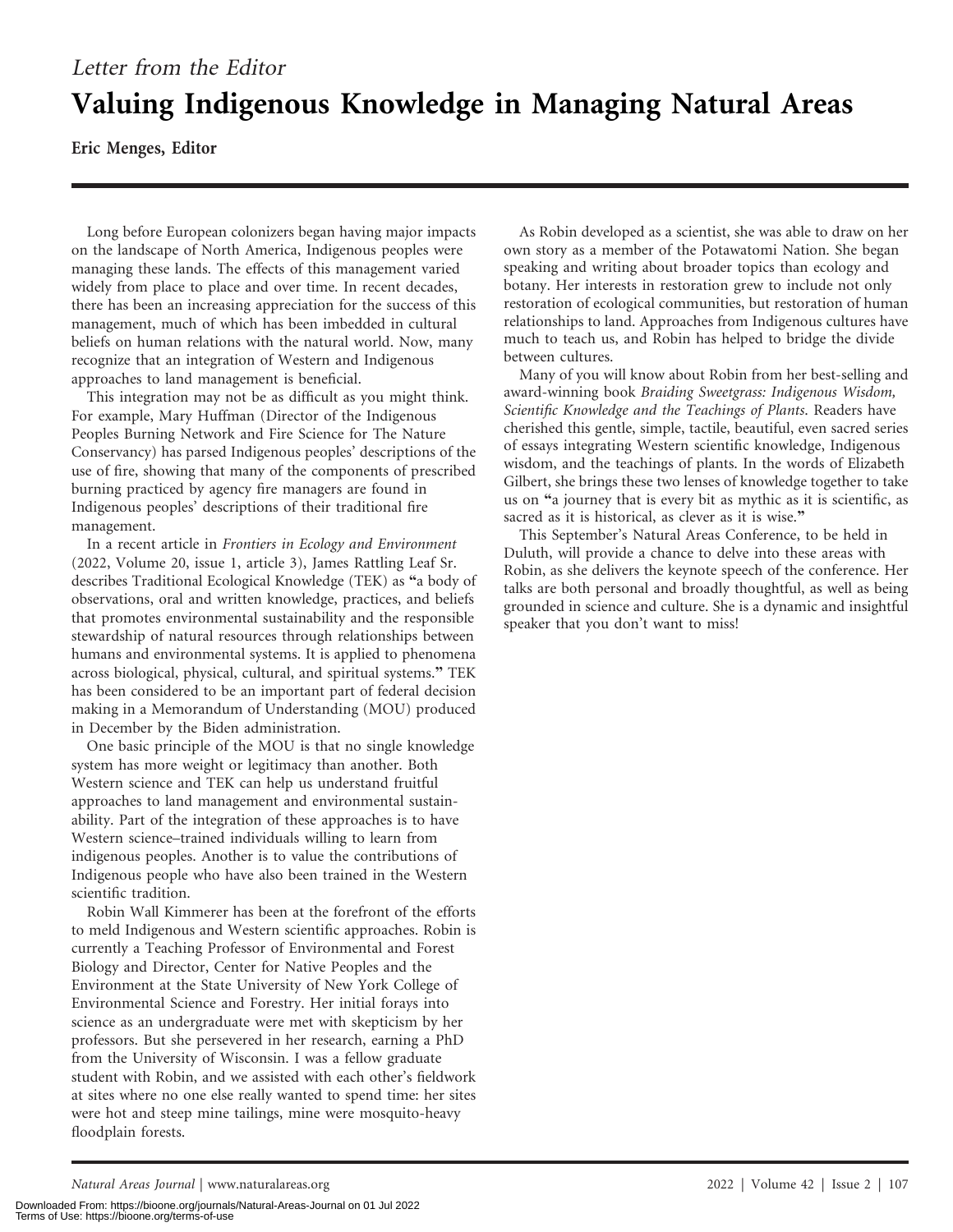*Letter from the Editor*

# Valuing Indigenous Knowledge in Managing Natural Areas

**Eric Menges, Editor**

Long before European colonizers began having major impacts on the landscape of North America, Indigenous peoples were managing these lands. The effects of this management varied widely from place to place and over time. In recent decades, there has been an increasing appreciation for the success of this management, much of which has been imbedded in cultural beliefs on human relations with the natural world. Now, many recognize that an integration of Western and Indigenous approaches to land management is beneficial.

This integration may not be as difficult as you might think. For example, Mary Huffman (Director of the Indigenous Peoples Burning Network and Fire Science for The Nature Conservancy) has parsed Indigenous peoples' descriptions of the use of fire, showing that many of the components of prescribed burning practiced by agency fire managers are found in Indigenous peoples' descriptions of their traditional fire management.

In a recent article in *Frontiers in Ecology and Environment* (2022, Volume 20, issue 1, article 3), James Rattling Leaf Sr. describes Traditional Ecological Knowledge (TEK) as **"**a body of observations, oral and written knowledge, practices, and beliefs that promotes environmental sustainability and the responsible stewardship of natural resources through relationships between humans and environmental systems. It is applied to phenomena across biological, physical, cultural, and spiritual systems.**"** TEK has been considered to be an important part of federal decision making in a Memorandum of Understanding (MOU) produced in December by the Biden administration.

One basic principle of the MOU is that no single knowledge system has more weight or legitimacy than another. Both Western science and TEK can help us understand fruitful approaches to land management and environmental sustainability. Part of the integration of these approaches is to have Western science–trained individuals willing to learn from indigenous peoples. Another is to value the contributions of Indigenous people who have also been trained in the Western scientific tradition.

Robin Wall Kimmerer has been at the forefront of the efforts to meld Indigenous and Western scientific approaches. Robin is currently a Teaching Professor of Environmental and Forest Biology and Director, Center for Native Peoples and the Environment at the State University of New York College of Environmental Science and Forestry. Her initial forays into science as an undergraduate were met with skepticism by her professors. But she persevered in her research, earning a PhD from the University of Wisconsin. I was a fellow graduate student with Robin, and we assisted with each other's fieldwork at sites where no one else really wanted to spend time: her sites were hot and steep mine tailings, mine were mosquito-heavy floodplain forests.

As Robin developed as a scientist, she was able to draw on her own story as a member of the Potawatomi Nation. She began speaking and writing about broader topics than ecology and botany. Her interests in restoration grew to include not only restoration of ecological communities, but restoration of human relationships to land. Approaches from Indigenous cultures have much to teach us, and Robin has helped to bridge the divide between cultures.

Many of you will know about Robin from her best-selling and award-winning book *Braiding Sweetgrass: Indigenous Wisdom, Scientific Knowledge and the Teachings of Plants*. Readers have cherished this gentle, simple, tactile, beautiful, even sacred series of essays integrating Western scientific knowledge, Indigenous wisdom, and the teachings of plants. In the words of Elizabeth Gilbert, she brings these two lenses of knowledge together to take us on **"**a journey that is every bit as mythic as it is scientific, as sacred as it is historical, as clever as it is wise.**"**

This September's Natural Areas Conference, to be held in Duluth, will provide a chance to delve into these areas with Robin, as she delivers the keynote speech of the conference. Her talks are both personal and broadly thoughtful, as well as being grounded in science and culture. She is a dynamic and insightful speaker that you don't want to miss!